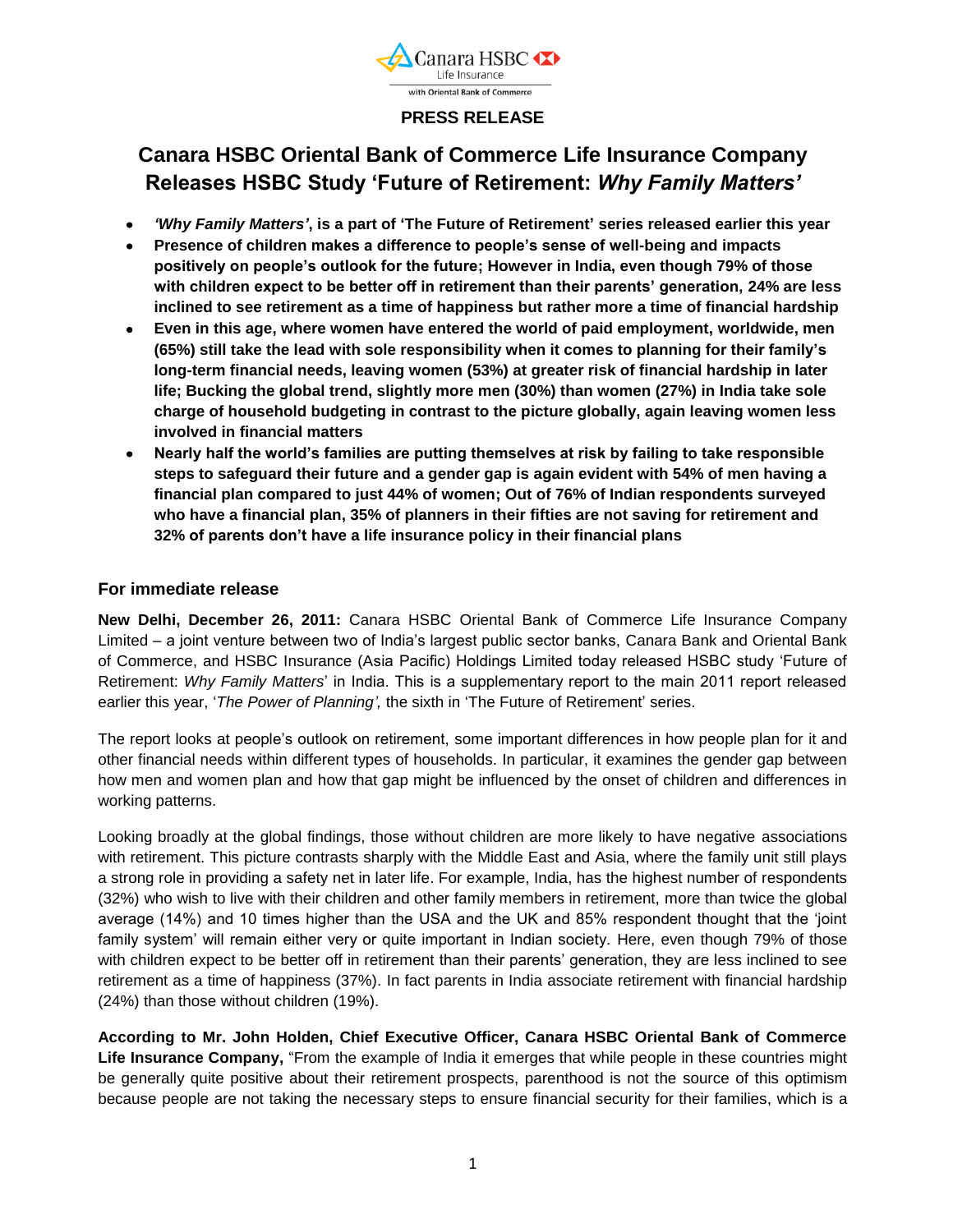Canara HSBC Life Insurance with Oriental Bank of Commerce

**PRESS RELEASE**

# Canara HSBC Oriental Bank of Commerce Life Insurance Company Releases HSBC Study 'Future of Retirement: *Why Family Matters'*

- ***'Why Family Matters'*, is a part of 'The Future of Retirement' series released earlier this year**
- **Presence of children makes a difference to people's sense of well-being and impacts positively on people's outlook for the future; However in India, even though 79% of those with children expect to be better off in retirement than their parents' generation, 24% are less inclined to see retirement as a time of happiness but rather more a time of financial hardship**
- **Even in this age, where women have entered the world of paid employment, worldwide, men (65%) still take the lead with sole responsibility when it comes to planning for their family's long-term financial needs, leaving women (53%) at greater risk of financial hardship in later life; Bucking the global trend, slightly more men (30%) than women (27%) in India take sole charge of household budgeting in contrast to the picture globally, again leaving women less involved in financial matters**
- **Nearly half the world's families are putting themselves at risk by failing to take responsible steps to safeguard their future and a gender gap is again evident with 54% of men having a financial plan compared to just 44% of women; Out of 76% of Indian respondents surveyed who have a financial plan, 35% of planners in their fifties are not saving for retirement and 32% of parents don't have a life insurance policy in their financial plans**

## For immediate release

**New Delhi, December 26, 2011:** Canara HSBC Oriental Bank of Commerce Life Insurance Company Limited – a joint venture between two of India's largest public sector banks, Canara Bank and Oriental Bank of Commerce, and HSBC Insurance (Asia Pacific) Holdings Limited today released HSBC study 'Future of Retirement: *Why Family Matters*' in India. This is a supplementary report to the main 2011 report released earlier this year, '*The Power of Planning',* the sixth in 'The Future of Retirement' series.

The report looks at people's outlook on retirement, some important differences in how people plan for it and other financial needs within different types of households. In particular, it examines the gender gap between how men and women plan and how that gap might be influenced by the onset of children and differences in working patterns.

Looking broadly at the global findings, those without children are more likely to have negative associations with retirement. This picture contrasts sharply with the Middle East and Asia, where the family unit still plays a strong role in providing a safety net in later life. For example, India, has the highest number of respondents (32%) who wish to live with their children and other family members in retirement, more than twice the global average (14%) and 10 times higher than the USA and the UK and 85% respondent thought that the 'joint family system' will remain either very or quite important in Indian society. Here, even though 79% of those with children expect to be better off in retirement than their parents' generation, they are less inclined to see retirement as a time of happiness (37%). In fact parents in India associate retirement with financial hardship (24%) than those without children (19%).

**According to Mr. John Holden, Chief Executive Officer, Canara HSBC Oriental Bank of Commerce Life Insurance Company,** "From the example of India it emerges that while people in these countries might be generally quite positive about their retirement prospects, parenthood is not the source of this optimism because people are not taking the necessary steps to ensure financial security for their families, which is a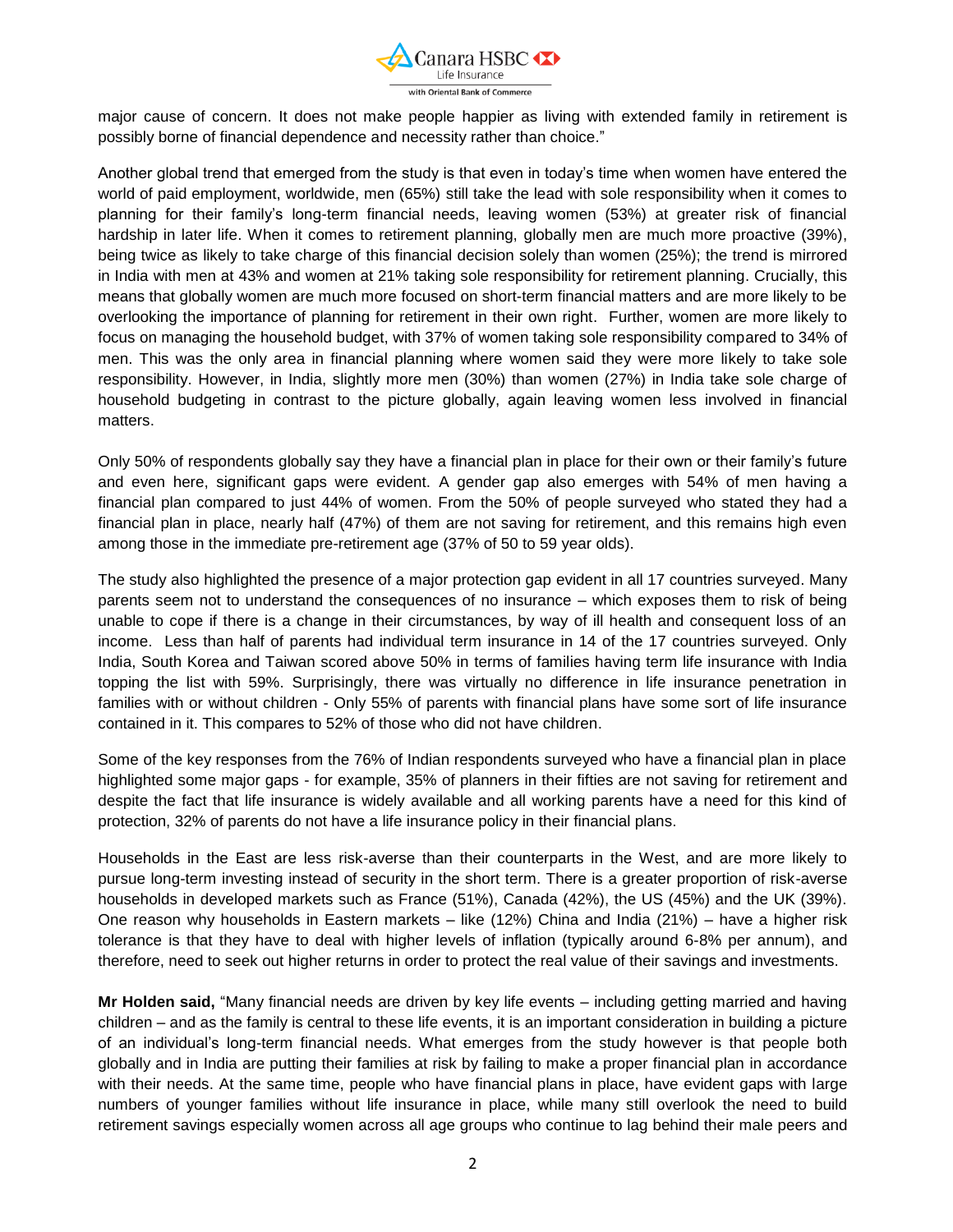major cause of concern. It does not make people happier as living with extended family in retirement is possibly borne of financial dependence and necessity rather than choice."

Another global trend that emerged from the study is that even in today's time when women have entered the world of paid employment, worldwide, men (65%) still take the lead with sole responsibility when it comes to planning for their family's long-term financial needs, leaving women (53%) at greater risk of financial hardship in later life. When it comes to retirement planning, globally men are much more proactive (39%), being twice as likely to take charge of this financial decision solely than women (25%); the trend is mirrored in India with men at 43% and women at 21% taking sole responsibility for retirement planning. Crucially, this means that globally women are much more focused on short-term financial matters and are more likely to be overlooking the importance of planning for retirement in their own right. Further, women are more likely to focus on managing the household budget, with 37% of women taking sole responsibility compared to 34% of men. This was the only area in financial planning where women said they were more likely to take sole responsibility. However, in India, slightly more men (30%) than women (27%) in India take sole charge of household budgeting in contrast to the picture globally, again leaving women less involved in financial matters.

Only 50% of respondents globally say they have a financial plan in place for their own or their family's future and even here, significant gaps were evident. A gender gap also emerges with 54% of men having a financial plan compared to just 44% of women. From the 50% of people surveyed who stated they had a financial plan in place, nearly half (47%) of them are not saving for retirement, and this remains high even among those in the immediate pre-retirement age (37% of 50 to 59 year olds).

The study also highlighted the presence of a major protection gap evident in all 17 countries surveyed. Many parents seem not to understand the consequences of no insurance – which exposes them to risk of being unable to cope if there is a change in their circumstances, by way of ill health and consequent loss of an income. Less than half of parents had individual term insurance in 14 of the 17 countries surveyed. Only India, South Korea and Taiwan scored above 50% in terms of families having term life insurance with India topping the list with 59%. Surprisingly, there was virtually no difference in life insurance penetration in families with or without children - Only 55% of parents with financial plans have some sort of life insurance contained in it. This compares to 52% of those who did not have children.

Some of the key responses from the 76% of Indian respondents surveyed who have a financial plan in place highlighted some major gaps - for example, 35% of planners in their fifties are not saving for retirement and despite the fact that life insurance is widely available and all working parents have a need for this kind of protection, 32% of parents do not have a life insurance policy in their financial plans.

Households in the East are less risk-averse than their counterparts in the West, and are more likely to pursue long-term investing instead of security in the short term. There is a greater proportion of risk-averse households in developed markets such as France (51%), Canada (42%), the US (45%) and the UK (39%). One reason why households in Eastern markets – like (12%) China and India (21%) – have a higher risk tolerance is that they have to deal with higher levels of inflation (typically around 6-8% per annum), and therefore, need to seek out higher returns in order to protect the real value of their savings and investments.

**Mr Holden said,** "Many financial needs are driven by key life events – including getting married and having children – and as the family is central to these life events, it is an important consideration in building a picture of an individual's long-term financial needs. What emerges from the study however is that people both globally and in India are putting their families at risk by failing to make a proper financial plan in accordance with their needs. At the same time, people who have financial plans in place, have evident gaps with large numbers of younger families without life insurance in place, while many still overlook the need to build retirement savings especially women across all age groups who continue to lag behind their male peers and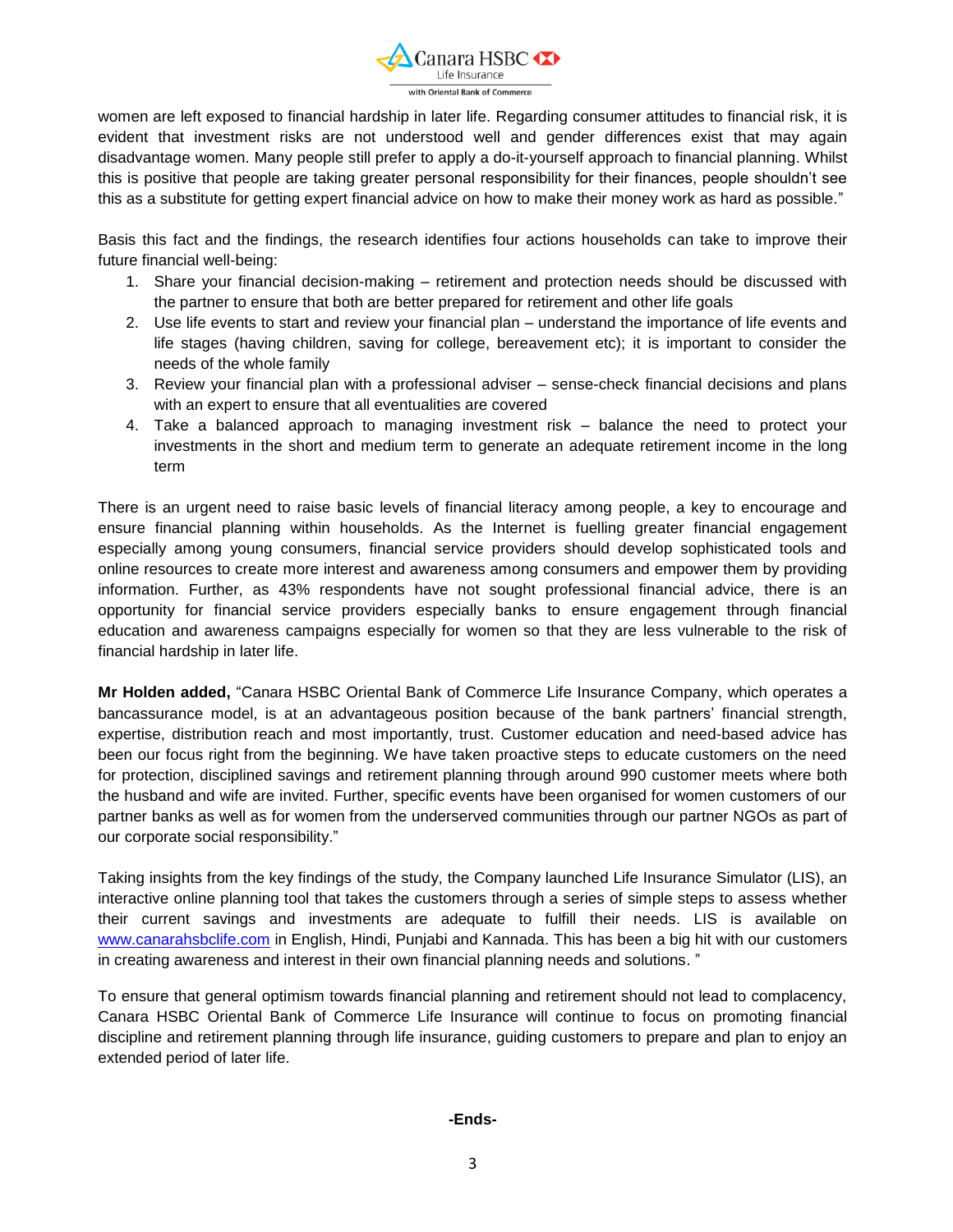women are left exposed to financial hardship in later life. Regarding consumer attitudes to financial risk, it is evident that investment risks are not understood well and gender differences exist that may again disadvantage women. Many people still prefer to apply a do-it-yourself approach to financial planning. Whilst this is positive that people are taking greater personal responsibility for their finances, people shouldn't see this as a substitute for getting expert financial advice on how to make their money work as hard as possible."

Basis this fact and the findings, the research identifies four actions households can take to improve their future financial well-being:

1. Share your financial decision-making – retirement and protection needs should be discussed with the partner to ensure that both are better prepared for retirement and other life goals
2. Use life events to start and review your financial plan – understand the importance of life events and life stages (having children, saving for college, bereavement etc); it is important to consider the needs of the whole family
3. Review your financial plan with a professional adviser – sense-check financial decisions and plans with an expert to ensure that all eventualities are covered
4. Take a balanced approach to managing investment risk – balance the need to protect your investments in the short and medium term to generate an adequate retirement income in the long term

There is an urgent need to raise basic levels of financial literacy among people, a key to encourage and ensure financial planning within households. As the Internet is fuelling greater financial engagement especially among young consumers, financial service providers should develop sophisticated tools and online resources to create more interest and awareness among consumers and empower them by providing information. Further, as 43% respondents have not sought professional financial advice, there is an opportunity for financial service providers especially banks to ensure engagement through financial education and awareness campaigns especially for women so that they are less vulnerable to the risk of financial hardship in later life.

**Mr Holden added,** "Canara HSBC Oriental Bank of Commerce Life Insurance Company, which operates a bancassurance model, is at an advantageous position because of the bank partners' financial strength, expertise, distribution reach and most importantly, trust. Customer education and need-based advice has been our focus right from the beginning. We have taken proactive steps to educate customers on the need for protection, disciplined savings and retirement planning through around 990 customer meets where both the husband and wife are invited. Further, specific events have been organised for women customers of our partner banks as well as for women from the underserved communities through our partner NGOs as part of our corporate social responsibility."

Taking insights from the key findings of the study, the Company launched Life Insurance Simulator (LIS), an interactive online planning tool that takes the customers through a series of simple steps to assess whether their current savings and investments are adequate to fulfill their needs. LIS is available on [www.canarahsbclife.com](http://www.canarahsbclife.com) in English, Hindi, Punjabi and Kannada. This has been a big hit with our customers in creating awareness and interest in their own financial planning needs and solutions. "

To ensure that general optimism towards financial planning and retirement should not lead to complacency, Canara HSBC Oriental Bank of Commerce Life Insurance will continue to focus on promoting financial discipline and retirement planning through life insurance, guiding customers to prepare and plan to enjoy an extended period of later life.

**-Ends-**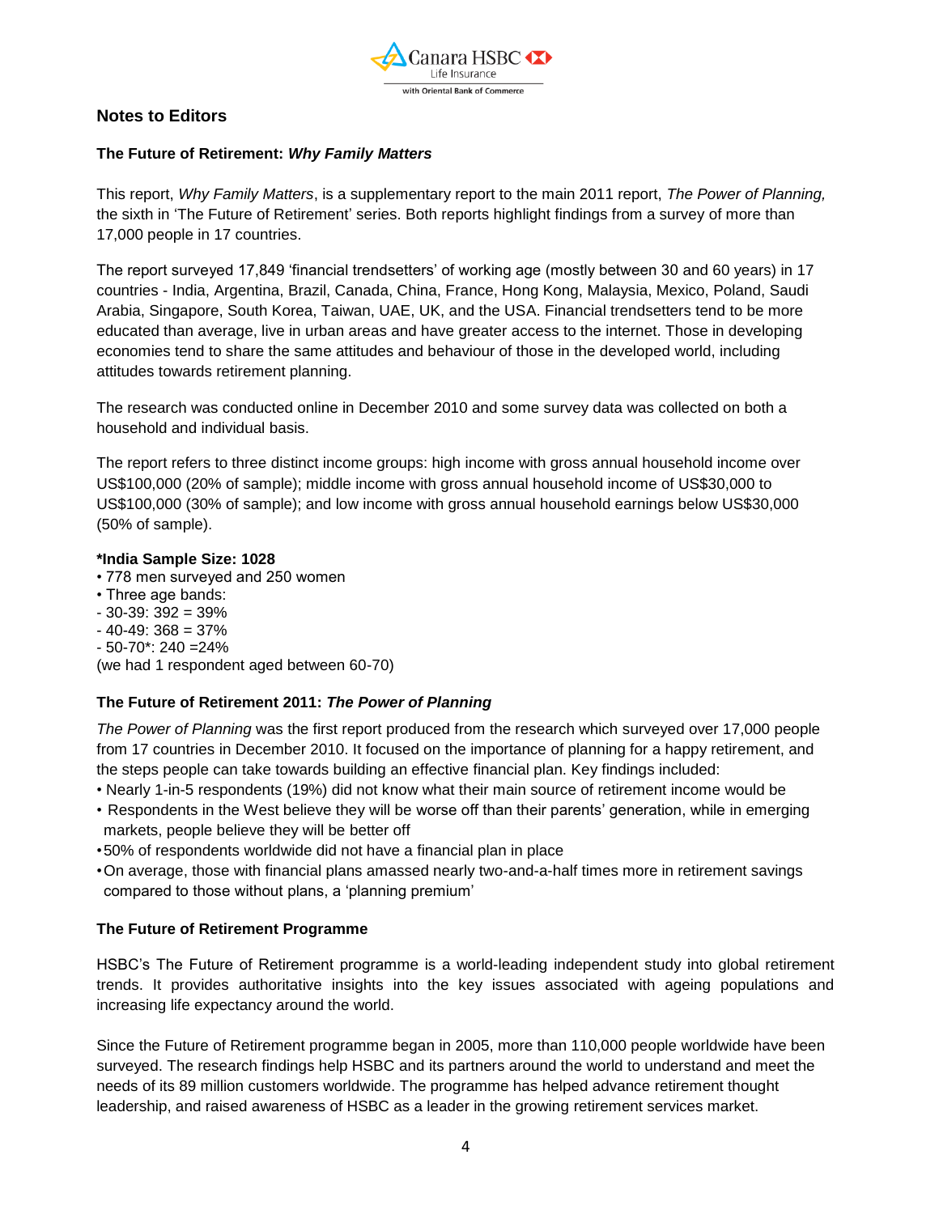## Notes to Editors

### The Future of Retirement: *Why Family Matters*

This report, *Why Family Matters*, is a supplementary report to the main 2011 report, *The Power of Planning,* the sixth in 'The Future of Retirement' series. Both reports highlight findings from a survey of more than 17,000 people in 17 countries.

The report surveyed 17,849 'financial trendsetters' of working age (mostly between 30 and 60 years) in 17 countries - India, Argentina, Brazil, Canada, China, France, Hong Kong, Malaysia, Mexico, Poland, Saudi Arabia, Singapore, South Korea, Taiwan, UAE, UK, and the USA. Financial trendsetters tend to be more educated than average, live in urban areas and have greater access to the internet. Those in developing economies tend to share the same attitudes and behaviour of those in the developed world, including attitudes towards retirement planning.

The research was conducted online in December 2010 and some survey data was collected on both a household and individual basis.

The report refers to three distinct income groups: high income with gross annual household income over US$100,000 (20% of sample); middle income with gross annual household income of US$30,000 to US$100,000 (30% of sample); and low income with gross annual household earnings below US$30,000 (50% of sample).

**\*India Sample Size: 1028**

- 778 men surveyed and 250 women
- Three age bands:
  - 30-39: 392 = 39%
  - 40-49: 368 = 37%
  - 50-70*: 240 =24%

(we had 1 respondent aged between 60-70)

### The Future of Retirement 2011: *The Power of Planning*

*The Power of Planning* was the first report produced from the research which surveyed over 17,000 people from 17 countries in December 2010. It focused on the importance of planning for a happy retirement, and the steps people can take towards building an effective financial plan. Key findings included:

- Nearly 1-in-5 respondents (19%) did not know what their main source of retirement income would be
- Respondents in the West believe they will be worse off than their parents' generation, while in emerging markets, people believe they will be better off
- 50% of respondents worldwide did not have a financial plan in place
- On average, those with financial plans amassed nearly two-and-a-half times more in retirement savings compared to those without plans, a 'planning premium'

### The Future of Retirement Programme

HSBC's The Future of Retirement programme is a world-leading independent study into global retirement trends. It provides authoritative insights into the key issues associated with ageing populations and increasing life expectancy around the world.

Since the Future of Retirement programme began in 2005, more than 110,000 people worldwide have been surveyed. The research findings help HSBC and its partners around the world to understand and meet the needs of its 89 million customers worldwide. The programme has helped advance retirement thought leadership, and raised awareness of HSBC as a leader in the growing retirement services market.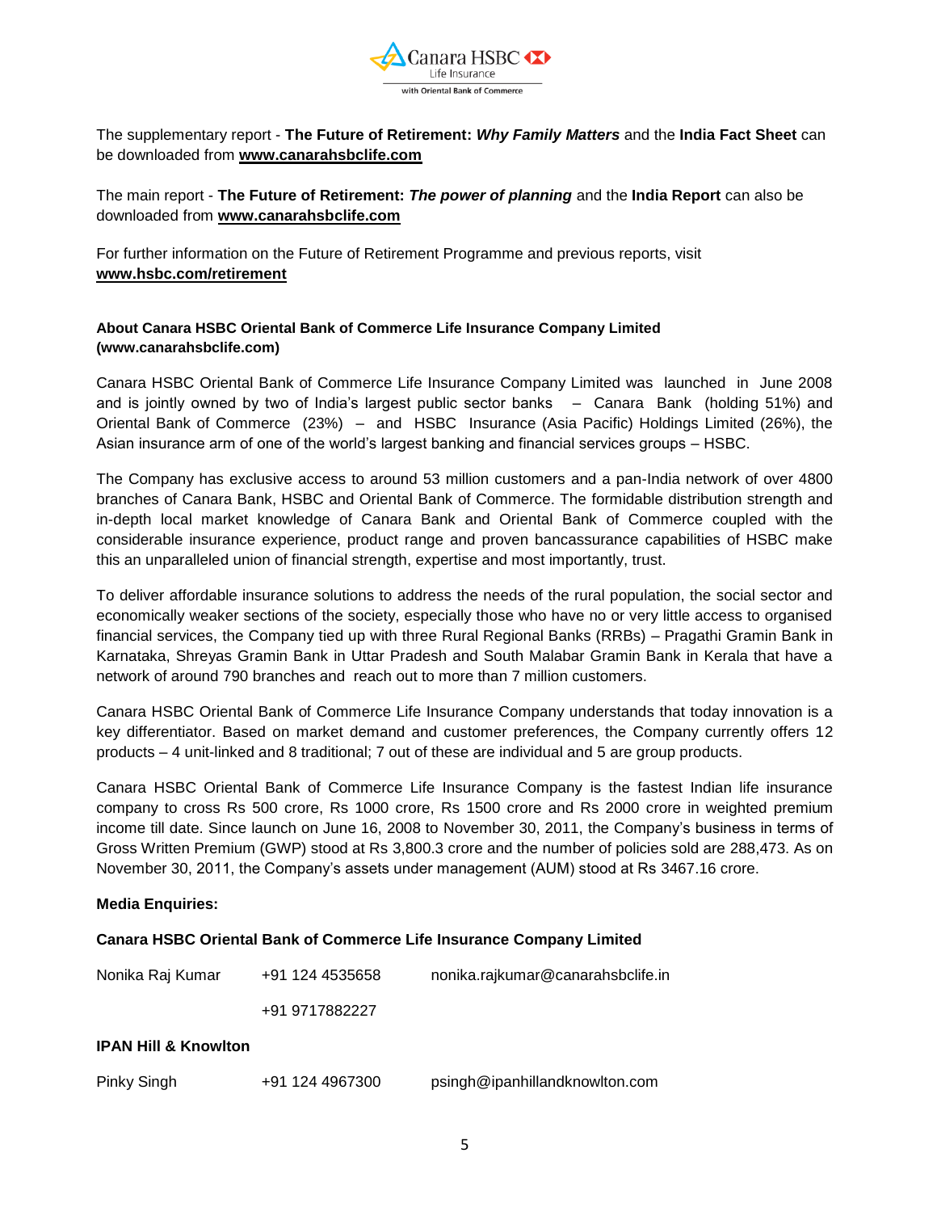The supplementary report - **The Future of Retirement: *Why Family Matters*** and the **India Fact Sheet** can be downloaded from **www.canarahsbclife.com**

The main report - **The Future of Retirement: *The power of planning*** and the **India Report** can also be downloaded from **www.canarahsbclife.com**

For further information on the Future of Retirement Programme and previous reports, visit **www.hsbc.com/retirement**

**About Canara HSBC Oriental Bank of Commerce Life Insurance Company Limited (www.canarahsbclife.com)**

Canara HSBC Oriental Bank of Commerce Life Insurance Company Limited was launched in June 2008 and is jointly owned by two of India's largest public sector banks – Canara Bank (holding 51%) and Oriental Bank of Commerce (23%) – and HSBC Insurance (Asia Pacific) Holdings Limited (26%), the Asian insurance arm of one of the world's largest banking and financial services groups – HSBC.

The Company has exclusive access to around 53 million customers and a pan-India network of over 4800 branches of Canara Bank, HSBC and Oriental Bank of Commerce. The formidable distribution strength and in-depth local market knowledge of Canara Bank and Oriental Bank of Commerce coupled with the considerable insurance experience, product range and proven bancassurance capabilities of HSBC make this an unparalleled union of financial strength, expertise and most importantly, trust.

To deliver affordable insurance solutions to address the needs of the rural population, the social sector and economically weaker sections of the society, especially those who have no or very little access to organised financial services, the Company tied up with three Rural Regional Banks (RRBs) – Pragathi Gramin Bank in Karnataka, Shreyas Gramin Bank in Uttar Pradesh and South Malabar Gramin Bank in Kerala that have a network of around 790 branches and reach out to more than 7 million customers.

Canara HSBC Oriental Bank of Commerce Life Insurance Company understands that today innovation is a key differentiator. Based on market demand and customer preferences, the Company currently offers 12 products – 4 unit-linked and 8 traditional; 7 out of these are individual and 5 are group products.

Canara HSBC Oriental Bank of Commerce Life Insurance Company is the fastest Indian life insurance company to cross Rs 500 crore, Rs 1000 crore, Rs 1500 crore and Rs 2000 crore in weighted premium income till date. Since launch on June 16, 2008 to November 30, 2011, the Company's business in terms of Gross Written Premium (GWP) stood at Rs 3,800.3 crore and the number of policies sold are 288,473. As on November 30, 2011, the Company's assets under management (AUM) stood at Rs 3467.16 crore.

**Media Enquiries:**

**Canara HSBC Oriental Bank of Commerce Life Insurance Company Limited**

Nonika Raj Kumar +91 124 4535658 nonika.rajkumar@canarahsbclife.in
+91 9717882227

**IPAN Hill & Knowlton**

Pinky Singh +91 124 4967300 psingh@ipanhillandknowlton.com